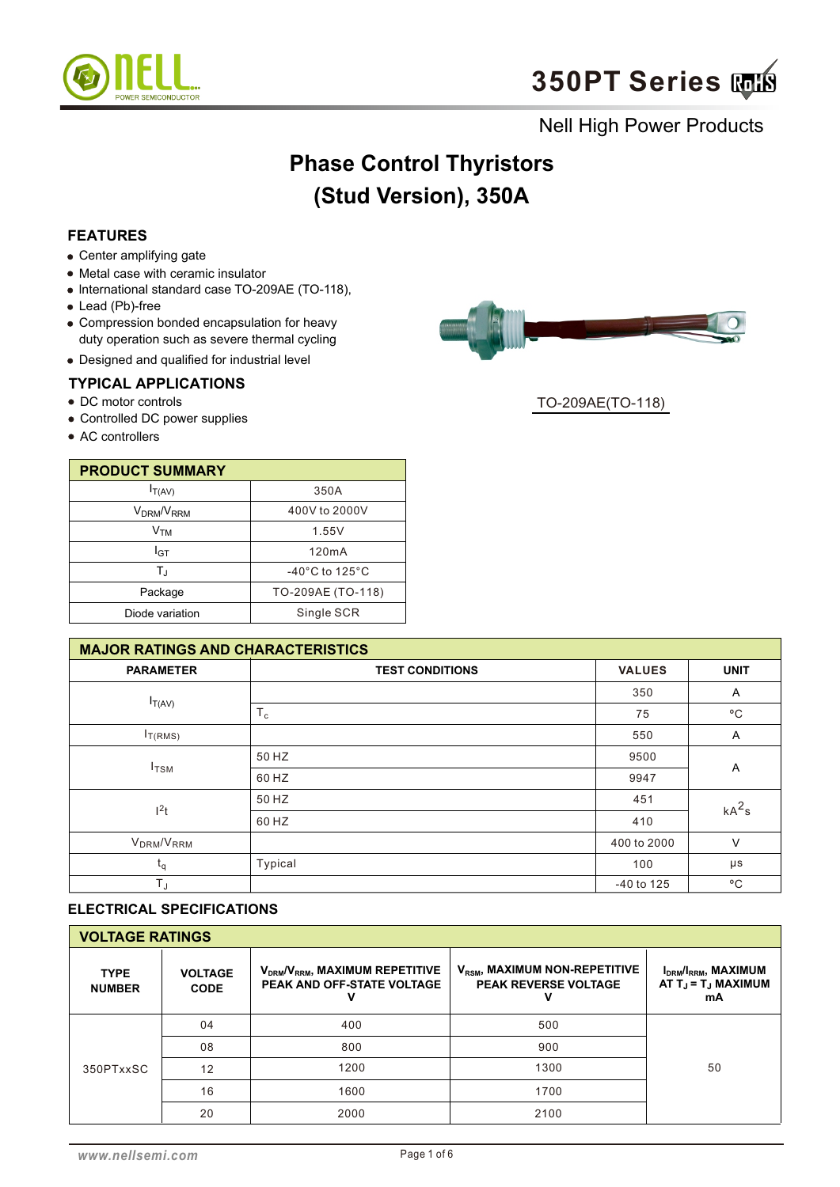# 350PT Series

Nell High Power Products

## Phase Control Thyristors (Stud Version), 350A

### FEATURES

- Center amplifying gate
- Metal case with ceramic insulator
- International standard case TO-209AE (TO-118),
- Lead (Pb)-free
- Compression bonded encapsulation for heavy duty operation such as severe thermal cycling
- Designed and qualified for industrial level

### TYPICAL APPLICATIONS

- DC motor controls
- Controlled DC power supplies
- AC controllers

TO-209AE(TO-118)

| PRODUCT SUMMARY | |
|---|---|
| $I_{T(AV)}$ | 350A |
| $V_{DRM}/V_{RRM}$ | 400V to 2000V |
| $V_{TM}$ | 1.55V |
| $I_{GT}$ | 120mA |
| $T_J$ | -40°C to 125°C |
| Package | TO-209AE (TO-118) |
| Diode variation | Single SCR |

| MAJOR RATINGS AND CHARACTERISTICS | | | |
|---|---|---|---|
| **PARAMETER** | **TEST CONDITIONS** | **VALUES** | **UNIT** |
| $I_{T(AV)}$ | | 350 | A |
| | $T_c$ | 75 | °C |
| $I_{T(RMS)}$ | | 550 | A |
| $I_{TSM}$ | 50 HZ | 9500 | A |
| | 60 HZ | 9947 | |
| $I^2t$ | 50 HZ | 451 | $kA^2s$ |
| | 60 HZ | 410 | |
| $V_{DRM}/V_{RRM}$ | | 400 to 2000 | V |
| $t_q$ | Typical | 100 | μs |
| $T_J$ | | -40 to 125 | °C |

### ELECTRICAL SPECIFICATIONS

| VOLTAGE RATINGS | | | | |
|---|---|---|---|---|
| **TYPE NUMBER** | **VOLTAGE CODE** | **$V_{DRM}/V_{RRM}$, MAXIMUM REPETITIVE PEAK AND OFF-STATE VOLTAGE V** | **$V_{RSM}$, MAXIMUM NON-REPETITIVE PEAK REVERSE VOLTAGE V** | **$I_{DRM}/I_{RRM}$, MAXIMUM AT $T_J = T_J$ MAXIMUM mA** |
| 350PTxxSC | 04 | 400 | 500 | 50 |
| | 08 | 800 | 900 | |
| | 12 | 1200 | 1300 | |
| | 16 | 1600 | 1700 | |
| | 20 | 2000 | 2100 | |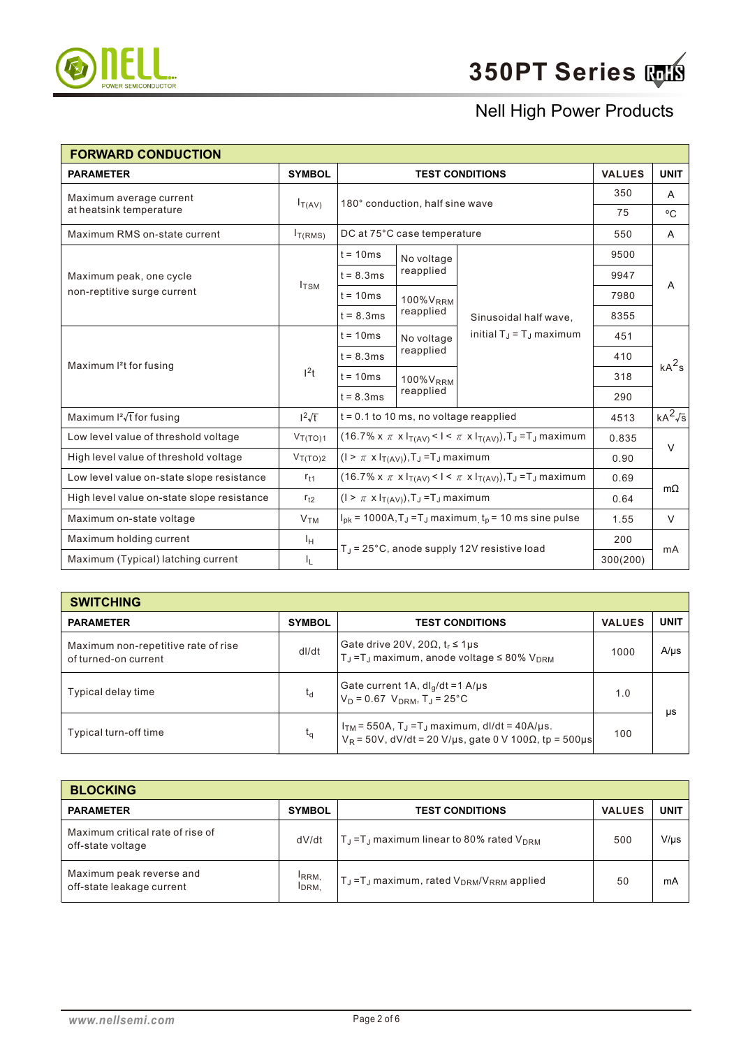## FORWARD CONDUCTION

| PARAMETER | SYMBOL | TEST CONDITIONS | | | VALUES | UNIT |
|---|---|---|---|---|---|---|
| Maximum average current at heatsink temperature | $I_{T(AV)}$ | 180° conduction, half sine wave | | | 350 | A |
| | | | | | 75 | °C |
| Maximum RMS on-state current | $I_{T(RMS)}$ | DC at 75°C case temperature | | | 550 | A |
| Maximum peak, one cycle non-reptitive surge current | $I_{TSM}$ | t = 10ms | No voltage reapplied | Sinusoidal half wave, initial $T_J$ = $T_J$ maximum | 9500 | A |
| | | t = 8.3ms | | | 9947 | |
| | | t = 10ms | 100%$V_{RRM}$ reapplied | | 7980 | |
| | | t = 8.3ms | | | 8355 | |
| Maximum I²t for fusing | $I^2t$ | t = 10ms | No voltage reapplied | | 451 | $kA^2s$ |
| | | t = 8.3ms | | | 410 | |
| | | t = 10ms | 100%$V_{RRM}$ reapplied | | 318 | |
| | | t = 8.3ms | | | 290 | |
| Maximum I²√t for fusing | $I^2\sqrt{t}$ | t = 0.1 to 10 ms, no voltage reapplied | | | 4513 | $kA^2\sqrt{s}$ |
| Low level value of threshold voltage | $V_{T(TO)1}$ | (16.7% x $\pi$ x $I_{T(AV)}$ < I < $\pi$ x $I_{T(AV)}$), $T_J$ = $T_J$ maximum | | | 0.835 | V |
| High level value of threshold voltage | $V_{T(TO)2}$ | (I > $\pi$ x $I_{T(AV)}$), $T_J$ = $T_J$ maximum | | | 0.90 | |
| Low level value on-state slope resistance | $r_{t1}$ | (16.7% x $\pi$ x $I_{T(AV)}$ < I < $\pi$ x $I_{T(AV)}$), $T_J$ = $T_J$ maximum | | | 0.69 | mΩ |
| High level value on-state slope resistance | $r_{t2}$ | (I > $\pi$ x $I_{T(AV)}$), $T_J$ = $T_J$ maximum | | | 0.64 | |
| Maximum on-state voltage | $V_{TM}$ | $I_{pk}$ = 1000A, $T_J$ = $T_J$ maximum, $t_p$ = 10 ms sine pulse | | | 1.55 | V |
| Maximum holding current | $I_H$ | $T_J$ = 25°C, anode supply 12V resistive load | | | 200 | mA |
| Maximum (Typical) latching current | $I_L$ | | | | 300(200) | |

## SWITCHING

| PARAMETER | SYMBOL | TEST CONDITIONS | VALUES | UNIT |
|---|---|---|---|---|
| Maximum non-repetitive rate of rise of turned-on current | dI/dt | Gate drive 20V, 20Ω, $t_r$ ≤ 1μs<br>$T_J$ = $T_J$ maximum, anode voltage ≤ 80% $V_{DRM}$ | 1000 | A/μs |
| Typical delay time | $t_d$ | Gate current 1A, $dI_g/dt$ = 1 A/μs<br>$V_D$ = 0.67 $V_{DRM}$, $T_J$ = 25°C | 1.0 | μs |
| Typical turn-off time | $t_q$ | $I_{TM}$ = 550A, $T_J$ = $T_J$ maximum, dI/dt = 40A/μs.<br>$V_R$ = 50V, dV/dt = 20 V/μs, gate 0 V 100Ω, tp = 500μs | 100 | |

## BLOCKING

| PARAMETER | SYMBOL | TEST CONDITIONS | VALUES | UNIT |
|---|---|---|---|---|
| Maximum critical rate of rise of off-state voltage | dV/dt | $T_J$ = $T_J$ maximum linear to 80% rated $V_{DRM}$ | 500 | V/μs |
| Maximum peak reverse and off-state leakage current | $I_{RRM}$, $I_{DRM}$ | $T_J$ = $T_J$ maximum, rated $V_{DRM}$/$V_{RRM}$ applied | 50 | mA |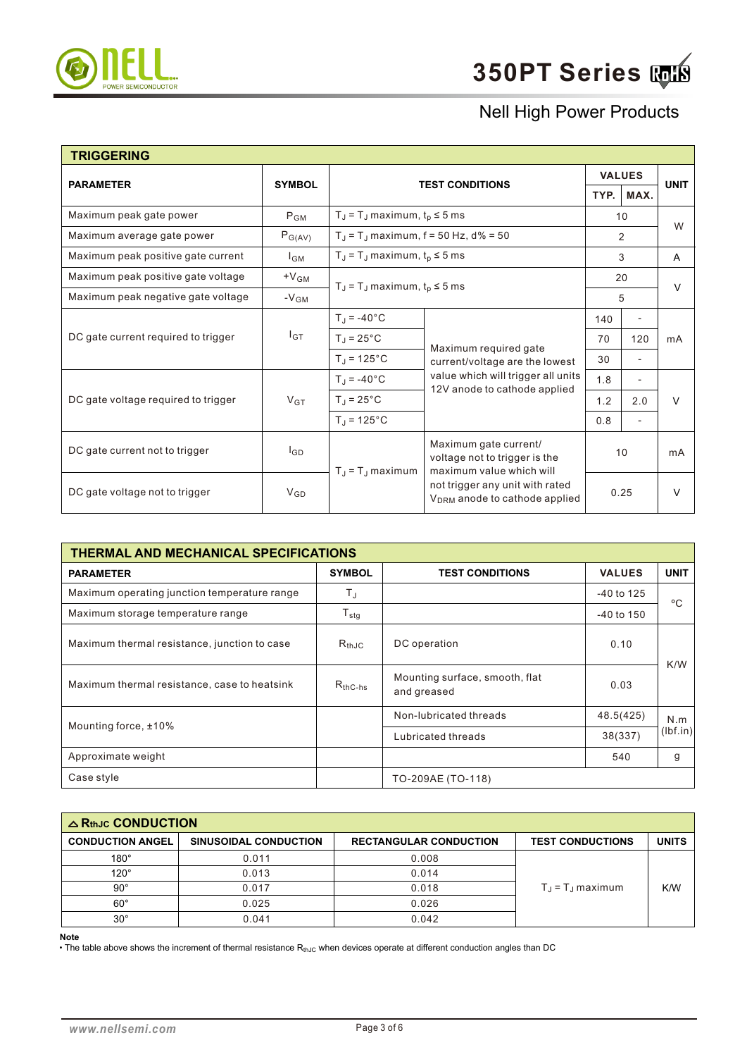## TRIGGERING

| PARAMETER | SYMBOL | TEST CONDITIONS | | VALUES | | UNIT |
|---|---|---|---|---|---|---|
| | | | | TYP. | MAX. | |
| Maximum peak gate power | $P_{GM}$ | $T_J = T_J$ maximum, $t_p \leq 5$ ms | | 10 | | W |
| Maximum average gate power | $P_{G(AV)}$ | $T_J = T_J$ maximum, f = 50 Hz, d% = 50 | | 2 | | W |
| Maximum peak positive gate current | $I_{GM}$ | $T_J = T_J$ maximum, $t_p \leq 5$ ms | | 3 | | A |
| Maximum peak positive gate voltage | $+V_{GM}$ | $T_J = T_J$ maximum, $t_p \leq 5$ ms | | 20 | | V |
| Maximum peak negative gate voltage | $-V_{GM}$ | $T_J = T_J$ maximum, $t_p \leq 5$ ms | | 5 | | V |
| DC gate current required to trigger | $I_{GT}$ | $T_J$ = -40°C | Maximum required gate current/voltage are the lowest value which will trigger all units 12V anode to cathode applied | 140 | - | mA |
| | | $T_J$ = 25°C | | 70 | 120 | |
| | | $T_J$ = 125°C | | 30 | - | |
| DC gate voltage required to trigger | $V_{GT}$ | $T_J$ = -40°C | | 1.8 | - | V |
| | | $T_J$ = 25°C | | 1.2 | 2.0 | |
| | | $T_J$ = 125°C | | 0.8 | - | |
| DC gate current not to trigger | $I_{GD}$ | $T_J = T_J$ maximum | Maximum gate current/ voltage not to trigger is the maximum value which will not trigger any unit with rated $V_{DRM}$ anode to cathode applied | 10 | | mA |
| DC gate voltage not to trigger | $V_{GD}$ | | | 0.25 | | V |

## THERMAL AND MECHANICAL SPECIFICATIONS

| PARAMETER | SYMBOL | TEST CONDITIONS | VALUES | UNIT |
|---|---|---|---|---|
| Maximum operating junction temperature range | $T_J$ | | -40 to 125 | °C |
| Maximum storage temperature range | $T_{stg}$ | | -40 to 150 | °C |
| Maximum thermal resistance, junction to case | $R_{thJC}$ | DC operation | 0.10 | K/W |
| Maximum thermal resistance, case to heatsink | $R_{thC-hs}$ | Mounting surface, smooth, flat and greased | 0.03 | K/W |
| Mounting force, ±10% | | Non-lubricated threads | 48.5(425) | N.m (lbf.in) |
| | | Lubricated threads | 38(337) | |
| Approximate weight | | | 540 | g |
| Case style | | TO-209AE (TO-118) | | |

## △ $R_{thJC}$ CONDUCTION

| CONDUCTION ANGEL | SINUSOIDAL CONDUCTION | RECTANGULAR CONDUCTION | TEST CONDUCTIONS | UNITS |
|---|---|---|---|---|
| 180° | 0.011 | 0.008 | $T_J = T_J$ maximum | K/W |
| 120° | 0.013 | 0.014 | | |
| 90° | 0.017 | 0.018 | | |
| 60° | 0.025 | 0.026 | | |
| 30° | 0.041 | 0.042 | | |

**Note**

- The table above shows the increment of thermal resistance $R_{thJC}$ when devices operate at different conduction angles than DC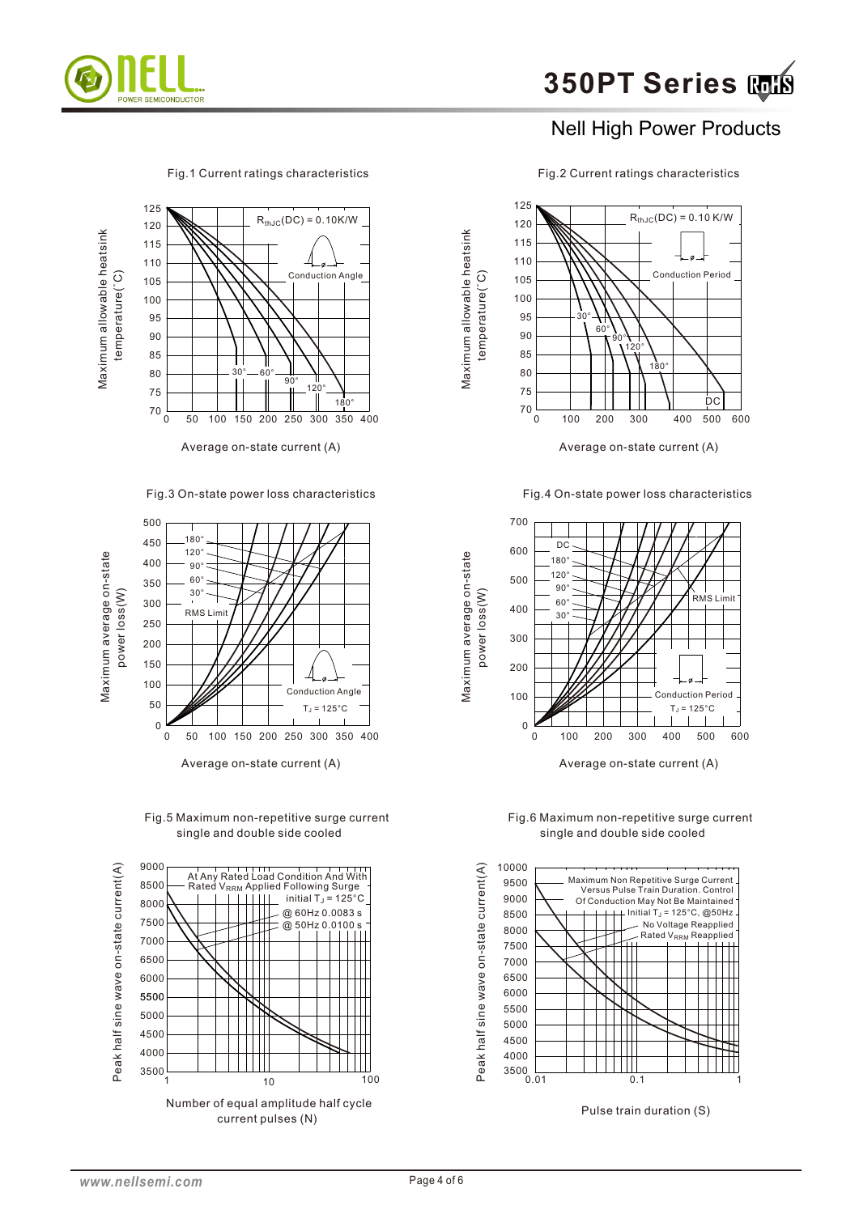Nell High Power Products

Fig.1 Current ratings characteristics

Maximum allowable heatsink temperature(°C)

$R_{thJC}$(DC) = 0.10K/W

Conduction Angle

30° 60° 90° 120° 180°

Average on-state current (A)

Fig.2 Current ratings characteristics

Maximum allowable heatsink temperature(°C)

$R_{thJC}$(DC) = 0.10 K/W

Conduction Period

30° 60° 90° 120° 180° DC

Average on-state current (A)

Fig.3 On-state power loss characteristics

Maximum average on-state power loss(W)

180° 120° 90° 60° 30° RMS Limit

Conduction Angle

$T_J$ = 125°C

Average on-state current (A)

Fig.4 On-state power loss characteristics

Maximum average on-state power loss(W)

DC 180° 120° 90° 60° 30° RMS Limit

Conduction Period

$T_J$ = 125°C

Average on-state current (A)

Fig.5 Maximum non-repetitive surge current single and double side cooled

Peak half sine wave on-state current(A)

At Any Rated Load Condition And With Rated $V_{RRM}$ Applied Following Surge

initial $T_J$ = 125°C

@ 60Hz 0.0083 s

@ 50Hz 0.0100 s

Number of equal amplitude half cycle current pulses (N)

Fig.6 Maximum non-repetitive surge current single and double side cooled

Peak half sine wave on-state current(A)

Maximum Non Repetitive Surge Current Versus Pulse Train Duration. Control Of Conduction May Not Be Maintained

Initial $T_J$ = 125°C, @50Hz

No Voltage Reapplied

Rated $V_{RRM}$ Reapplied

Pulse train duration (S)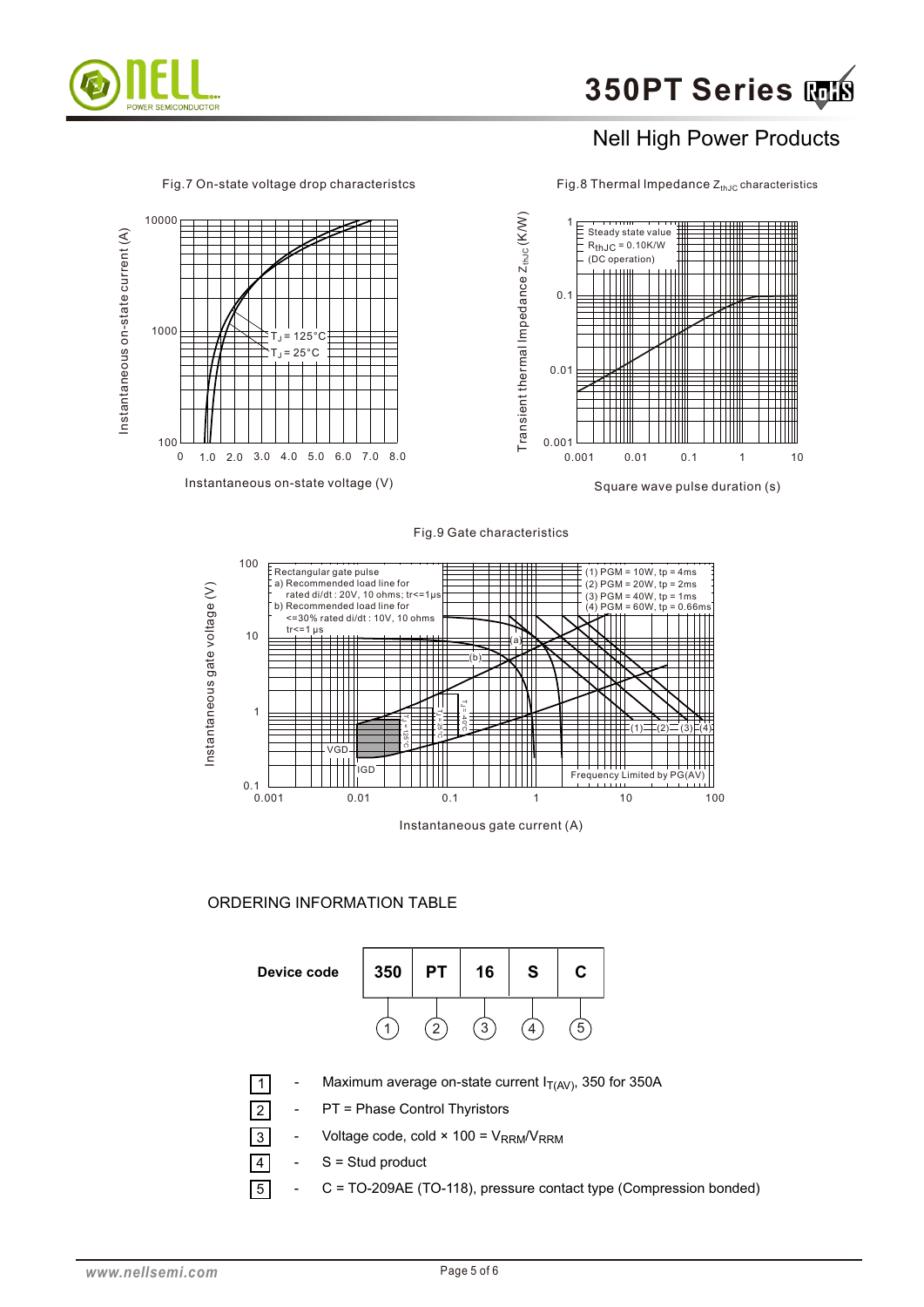Fig.7 On-state voltage drop characteristcs

Fig.8 Thermal Impedance $Z_{thJC}$ characteristics

Fig.9 Gate characteristics

## ORDERING INFORMATION TABLE

| Device code | 350 | PT | 16 | S | C |
|---|---|---|---|---|---|
| | 1 | 2 | 3 | 4 | 5 |

1 - Maximum average on-state current $I_{T(AV)}$, 350 for 350A

2 - PT = Phase Control Thyristors

3 - Voltage code, cold × 100 = $V_{RRM}/V_{RRM}$

4 - S = Stud product

5 - C = TO-209AE (TO-118), pressure contact type (Compression bonded)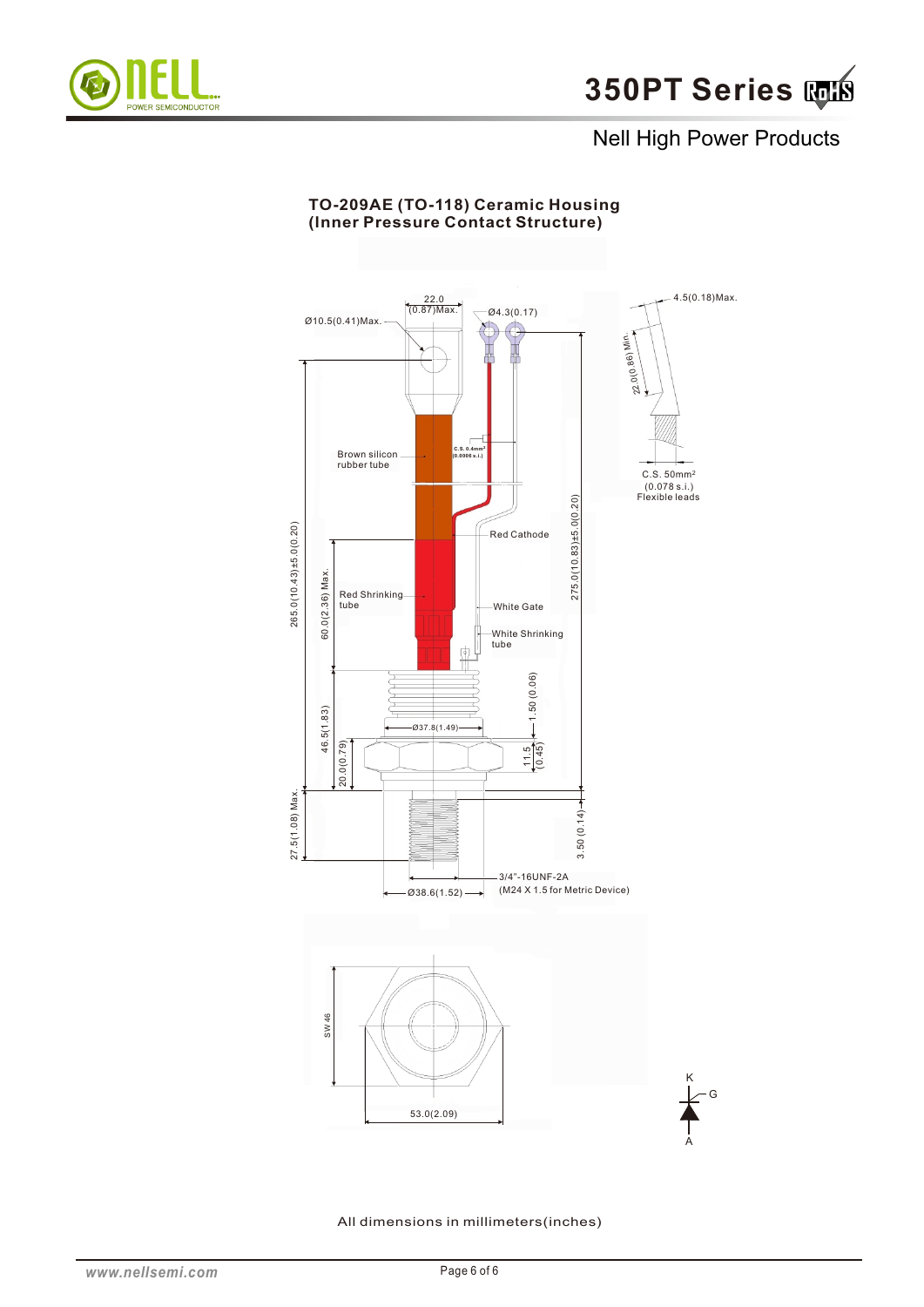## TO-209AE (TO-118) Ceramic Housing (Inner Pressure Contact Structure)

22.0
(0.87)Max.
Ø10.5(0.41)Max.
Ø4.3(0.17)
4.5(0.18)Max.
22.0(0.86) Min.
C.S. 50mm²
(0.078 s.i.)
Flexible leads
Brown silicon rubber tube
C.S. 0.4mm²
(0.0006 s.i.)
Red Cathode
Red Shrinking tube
White Gate
White Shrinking tube
265.0(10.43)±5.0(0.20)
275.0(10.83)±5.0(0.20)
60.0(2.36) Max.
46.5(1.83)
20.0(0.79)
27.5(1.08) Max.
Ø37.8(1.49)
1.50 (0.06)
11.5
(0.45)
3.50 (0.14)
Ø38.6(1.52)
3/4"-16UNF-2A
(M24 X 1.5 for Metric Device)
SW 46
53.0(2.09)
K
G
A

All dimensions in millimeters(inches)